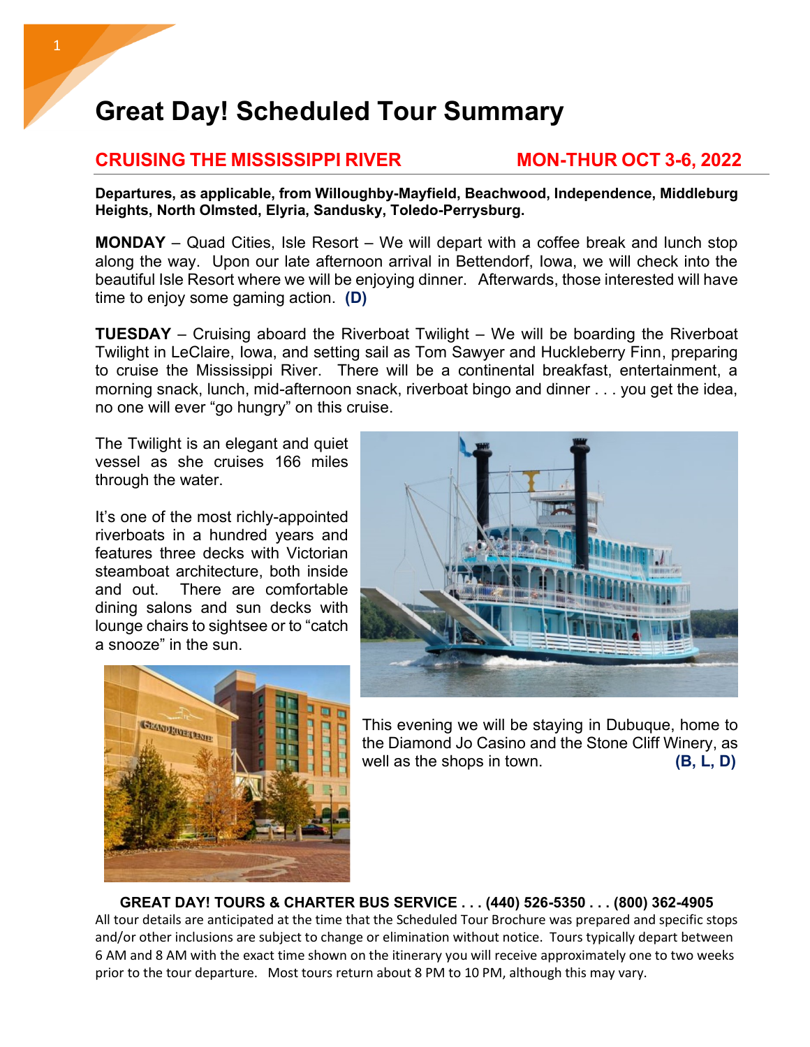# Great Day! Scheduled Tour Summary

## CRUISING THE MISSISSIPPI RIVER — MON-THUR OCT 3-6, 2022

**Departures, as applicable, from Willoughby-Mayfield, Beachwood, Independence, Middleburg Heights, North Olmsted, Elyria, Sandusky, Toledo-Perrysburg.**

**MONDAY** – Quad Cities, Isle Resort – We will depart with a coffee break and lunch stop along the way. Upon our late afternoon arrival in Bettendorf, Iowa, we will check into the beautiful Isle Resort where we will be enjoying dinner. Afterwards, those interested will have time to enjoy some gaming action. **(D)**

**TUESDAY** – Cruising aboard the Riverboat Twilight – We will be boarding the Riverboat Twilight in LeClaire, Iowa, and setting sail as Tom Sawyer and Huckleberry Finn, preparing to cruise the Mississippi River. There will be a continental breakfast, entertainment, a morning snack, lunch, mid-afternoon snack, riverboat bingo and dinner . . . you get the idea, no one will ever "go hungry" on this cruise.

The Twilight is an elegant and quiet vessel as she cruises 166 miles through the water.

It's one of the most richly-appointed riverboats in a hundred years and features three decks with Victorian steamboat architecture, both inside and out. There are comfortable dining salons and sun decks with lounge chairs to sightsee or to "catch a snooze" in the sun.

This evening we will be staying in Dubuque, home to the Diamond Jo Casino and the Stone Cliff Winery, as well as the shops in town. **(B, L, D)**

**GREAT DAY! TOURS & CHARTER BUS SERVICE . . . (440) 526-5350 . . . (800) 362-4905**

All tour details are anticipated at the time that the Scheduled Tour Brochure was prepared and specific stops and/or other inclusions are subject to change or elimination without notice. Tours typically depart between 6 AM and 8 AM with the exact time shown on the itinerary you will receive approximately one to two weeks prior to the tour departure. Most tours return about 8 PM to 10 PM, although this may vary.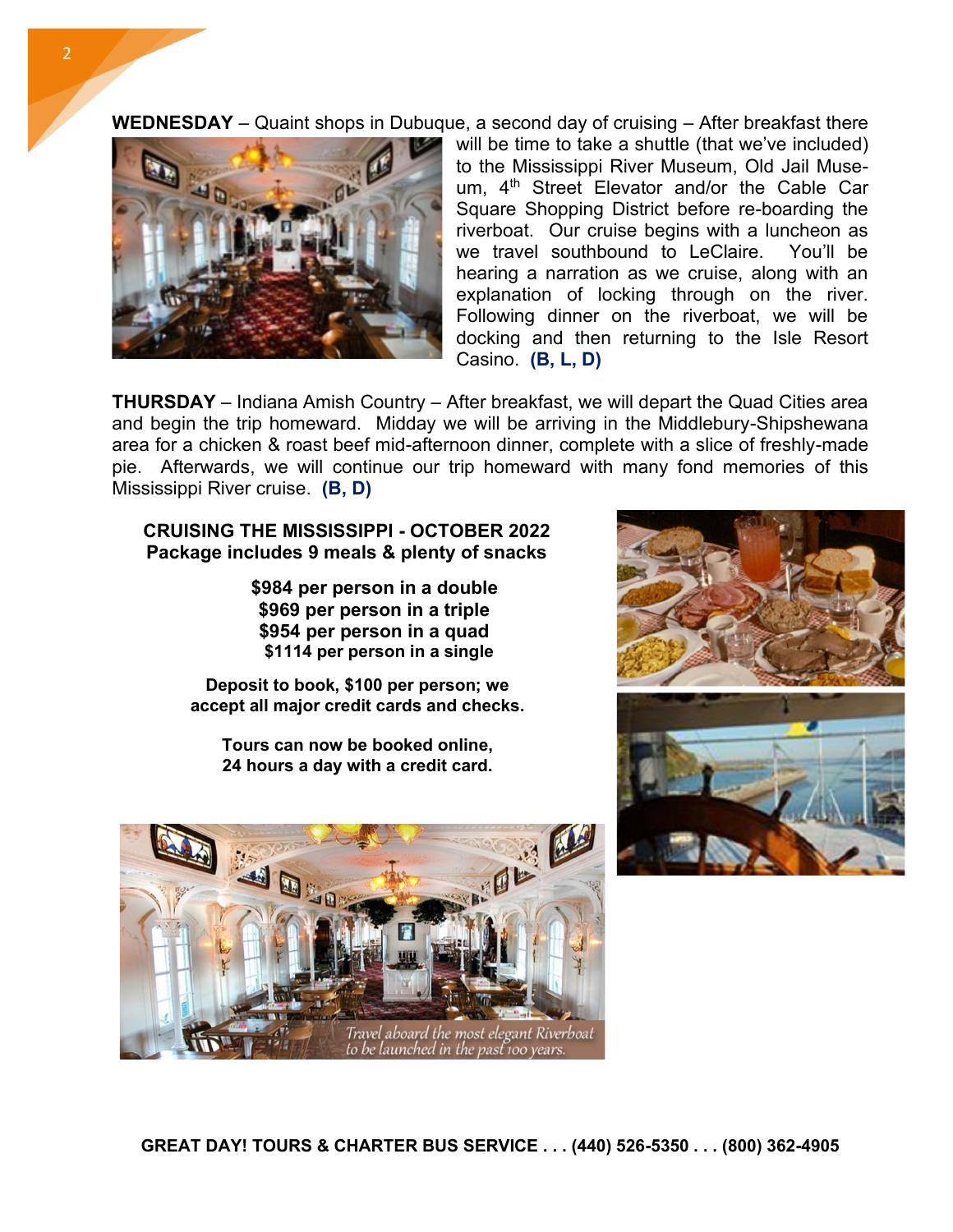**WEDNESDAY** – Quaint shops in Dubuque, a second day of cruising – After breakfast there will be time to take a shuttle (that we've included) to the Mississippi River Museum, Old Jail Museum, 4th Street Elevator and/or the Cable Car Square Shopping District before re-boarding the riverboat. Our cruise begins with a luncheon as we travel southbound to LeClaire. You'll be hearing a narration as we cruise, along with an explanation of locking through on the river. Following dinner on the riverboat, we will be docking and then returning to the Isle Resort Casino. **(B, L, D)**

**THURSDAY** – Indiana Amish Country – After breakfast, we will depart the Quad Cities area and begin the trip homeward. Midday we will be arriving in the Middlebury-Shipshewana area for a chicken & roast beef mid-afternoon dinner, complete with a slice of freshly-made pie. Afterwards, we will continue our trip homeward with many fond memories of this Mississippi River cruise. **(B, D)**

**CRUISING THE MISSISSIPPI - OCTOBER 2022**
**Package includes 9 meals & plenty of snacks**

**$984 per person in a double**
**$969 per person in a triple**
**$954 per person in a quad**
**$1114 per person in a single**

**Deposit to book, $100 per person; we accept all major credit cards and checks.**

**Tours can now be booked online, 24 hours a day with a credit card.**

*Travel aboard the most elegant Riverboat to be launched in the past 100 years.*

**GREAT DAY! TOURS & CHARTER BUS SERVICE . . . (440) 526-5350 . . . (800) 362-4905**